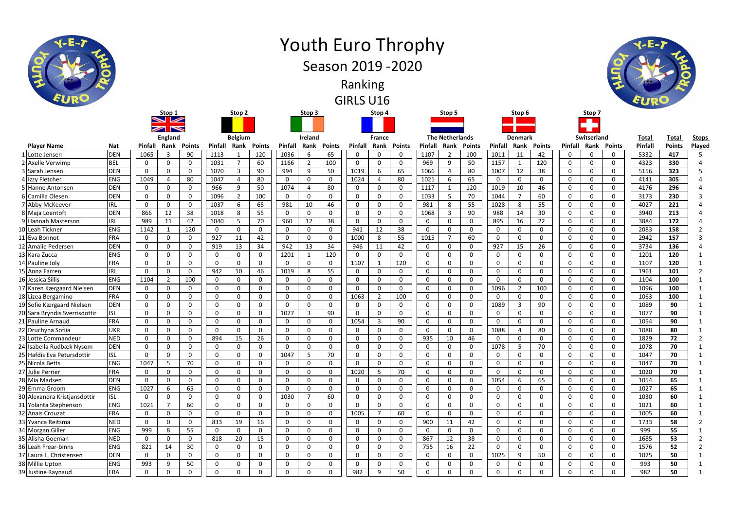# Youth Euro Throphy

## Season 2019 -2020

### Ranking

### GIRLS U16

| | | | Stop 1 | | | Stop 2 | | | Stop 3 | | | Stop 4 | | | Stop 5 | | | Stop 6 | | | Stop 7 | | | | | |
|---|---|---|---|---|---|---|---|---|---|---|---|---|---|---|---|---|---|---|---|---|---|---|---|---|---|---|
| | | | England | | | Belgium | | | Ireland | | | France | | | The Netherlands | | | Denmark | | | Switserland | | | Total | Total | Stops |
| | Player Name | Nat | Pinfall | Rank | Points | Pinfall | Rank | Points | Pinfall | Rank | Points | Pinfall | Rank | Points | Pinfall | Rank | Points | Pinfall | Rank | Points | Pinfall | Rank | Points | Pinfall | Points | Played |
| 1 | Lotte Jensen | DEN | 1065 | 3 | 90 | 1113 | 1 | 120 | 1036 | 6 | 65 | 0 | 0 | 0 | 1107 | 2 | 100 | 1011 | 11 | 42 | 0 | 0 | 0 | 5332 | 417 | 5 |
| 2 | Axelle Verwimp | BEL | 0 | 0 | 0 | 1031 | 7 | 60 | 1166 | 2 | 100 | 0 | 0 | 0 | 969 | 9 | 50 | 1157 | 1 | 120 | 0 | 0 | 0 | 4323 | 330 | 4 |
| 3 | Sarah Jensen | DEN | 0 | 0 | 0 | 1070 | 3 | 90 | 994 | 9 | 50 | 1019 | 6 | 65 | 1066 | 4 | 80 | 1007 | 12 | 38 | 0 | 0 | 0 | 5156 | 323 | 5 |
| 4 | Izzy Fletcher | ENG | 1049 | 4 | 80 | 1047 | 4 | 80 | 0 | 0 | 0 | 1024 | 4 | 80 | 1021 | 6 | 65 | 0 | 0 | 0 | 0 | 0 | 0 | 4141 | 305 | 4 |
| 5 | Hanne Antonsen | DEN | 0 | 0 | 0 | 966 | 9 | 50 | 1074 | 4 | 80 | 0 | 0 | 0 | 1117 | 1 | 120 | 1019 | 10 | 46 | 0 | 0 | 0 | 4176 | 296 | 4 |
| 6 | Camilla Olesen | DEN | 0 | 0 | 0 | 1096 | 2 | 100 | 0 | 0 | 0 | 0 | 0 | 0 | 1033 | 5 | 70 | 1044 | 7 | 60 | 0 | 0 | 0 | 3173 | 230 | 3 |
| 7 | Abby McKeever | IRL | 0 | 0 | 0 | 1037 | 6 | 65 | 981 | 10 | 46 | 0 | 0 | 0 | 981 | 8 | 55 | 1028 | 8 | 55 | 0 | 0 | 0 | 4027 | 221 | 4 |
| 8 | Maja Loentoft | DEN | 866 | 12 | 38 | 1018 | 8 | 55 | 0 | 0 | 0 | 0 | 0 | 0 | 1068 | 3 | 90 | 988 | 14 | 30 | 0 | 0 | 0 | 3940 | 213 | 4 |
| 9 | Hannah Masterson | IRL | 989 | 11 | 42 | 1040 | 5 | 70 | 960 | 12 | 38 | 0 | 0 | 0 | 0 | 0 | 0 | 895 | 16 | 22 | 0 | 0 | 0 | 3884 | 172 | 4 |
| 10 | Leah Tickner | ENG | 1142 | 1 | 120 | 0 | 0 | 0 | 0 | 0 | 0 | 941 | 12 | 38 | 0 | 0 | 0 | 0 | 0 | 0 | 0 | 0 | 0 | 2083 | 158 | 2 |
| 11 | Eva Bonnot | FRA | 0 | 0 | 0 | 927 | 11 | 42 | 0 | 0 | 0 | 1000 | 8 | 55 | 1015 | 7 | 60 | 0 | 0 | 0 | 0 | 0 | 0 | 2942 | 157 | 3 |
| 12 | Amalie Pedersen | DEN | 0 | 0 | 0 | 919 | 13 | 34 | 942 | 13 | 34 | 946 | 11 | 42 | 0 | 0 | 0 | 927 | 15 | 26 | 0 | 0 | 0 | 3734 | 136 | 4 |
| 13 | Kara Zucca | ENG | 0 | 0 | 0 | 0 | 0 | 0 | 1201 | 1 | 120 | 0 | 0 | 0 | 0 | 0 | 0 | 0 | 0 | 0 | 0 | 0 | 0 | 1201 | 120 | 1 |
| 14 | Pauline Joly | FRA | 0 | 0 | 0 | 0 | 0 | 0 | 0 | 0 | 0 | 1107 | 1 | 120 | 0 | 0 | 0 | 0 | 0 | 0 | 0 | 0 | 0 | 1107 | 120 | 1 |
| 15 | Anna Farren | IRL | 0 | 0 | 0 | 942 | 10 | 46 | 1019 | 8 | 55 | 0 | 0 | 0 | 0 | 0 | 0 | 0 | 0 | 0 | 0 | 0 | 0 | 1961 | 101 | 2 |
| 16 | Jessica Sillis | ENG | 1104 | 2 | 100 | 0 | 0 | 0 | 0 | 0 | 0 | 0 | 0 | 0 | 0 | 0 | 0 | 0 | 0 | 0 | 0 | 0 | 0 | 1104 | 100 | 1 |
| 17 | Karen Kærgaard Nielsen | DEN | 0 | 0 | 0 | 0 | 0 | 0 | 0 | 0 | 0 | 0 | 0 | 0 | 0 | 0 | 0 | 1096 | 2 | 100 | 0 | 0 | 0 | 1096 | 100 | 1 |
| 18 | Lizea Bergamino | FRA | 0 | 0 | 0 | 0 | 0 | 0 | 0 | 0 | 0 | 1063 | 2 | 100 | 0 | 0 | 0 | 0 | 0 | 0 | 0 | 0 | 0 | 1063 | 100 | 1 |
| 19 | Sofie Kærgaard Nielsen | DEN | 0 | 0 | 0 | 0 | 0 | 0 | 0 | 0 | 0 | 0 | 0 | 0 | 0 | 0 | 0 | 1089 | 3 | 90 | 0 | 0 | 0 | 1089 | 90 | 1 |
| 20 | Sara Bryndis Sverrisdottir | ISL | 0 | 0 | 0 | 0 | 0 | 0 | 1077 | 3 | 90 | 0 | 0 | 0 | 0 | 0 | 0 | 0 | 0 | 0 | 0 | 0 | 0 | 1077 | 90 | 1 |
| 21 | Pauline Arnaud | FRA | 0 | 0 | 0 | 0 | 0 | 0 | 0 | 0 | 0 | 1054 | 3 | 90 | 0 | 0 | 0 | 0 | 0 | 0 | 0 | 0 | 0 | 1054 | 90 | 1 |
| 22 | Druchyna Sofiia | UKR | 0 | 0 | 0 | 0 | 0 | 0 | 0 | 0 | 0 | 0 | 0 | 0 | 0 | 0 | 0 | 1088 | 4 | 80 | 0 | 0 | 0 | 1088 | 80 | 1 |
| 23 | Lotte Commandeur | NED | 0 | 0 | 0 | 894 | 15 | 26 | 0 | 0 | 0 | 0 | 0 | 0 | 935 | 10 | 46 | 0 | 0 | 0 | 0 | 0 | 0 | 1829 | 72 | 2 |
| 24 | Isabella Rudbæk Nysom | DEN | 0 | 0 | 0 | 0 | 0 | 0 | 0 | 0 | 0 | 0 | 0 | 0 | 0 | 0 | 0 | 1078 | 5 | 70 | 0 | 0 | 0 | 1078 | 70 | 1 |
| 25 | Hafdis Eva Petursdottir | ISL | 0 | 0 | 0 | 0 | 0 | 0 | 1047 | 5 | 70 | 0 | 0 | 0 | 0 | 0 | 0 | 0 | 0 | 0 | 0 | 0 | 0 | 1047 | 70 | 1 |
| 25 | Nicola Betts | ENG | 1047 | 5 | 70 | 0 | 0 | 0 | 0 | 0 | 0 | 0 | 0 | 0 | 0 | 0 | 0 | 0 | 0 | 0 | 0 | 0 | 0 | 1047 | 70 | 1 |
| 27 | Julie Perrier | FRA | 0 | 0 | 0 | 0 | 0 | 0 | 0 | 0 | 0 | 1020 | 5 | 70 | 0 | 0 | 0 | 0 | 0 | 0 | 0 | 0 | 0 | 1020 | 70 | 1 |
| 28 | Mia Madsen | DEN | 0 | 0 | 0 | 0 | 0 | 0 | 0 | 0 | 0 | 0 | 0 | 0 | 0 | 0 | 0 | 1054 | 6 | 65 | 0 | 0 | 0 | 1054 | 65 | 1 |
| 29 | Emma Groom | ENG | 1027 | 6 | 65 | 0 | 0 | 0 | 0 | 0 | 0 | 0 | 0 | 0 | 0 | 0 | 0 | 0 | 0 | 0 | 0 | 0 | 0 | 1027 | 65 | 1 |
| 30 | Alexandra Kristjansdottir | ISL | 0 | 0 | 0 | 0 | 0 | 0 | 1030 | 7 | 60 | 0 | 0 | 0 | 0 | 0 | 0 | 0 | 0 | 0 | 0 | 0 | 0 | 1030 | 60 | 1 |
| 31 | Yolanta Stephenson | ENG | 1021 | 7 | 60 | 0 | 0 | 0 | 0 | 0 | 0 | 0 | 0 | 0 | 0 | 0 | 0 | 0 | 0 | 0 | 0 | 0 | 0 | 1021 | 60 | 1 |
| 32 | Anais Crouzat | FRA | 0 | 0 | 0 | 0 | 0 | 0 | 0 | 0 | 0 | 1005 | 7 | 60 | 0 | 0 | 0 | 0 | 0 | 0 | 0 | 0 | 0 | 1005 | 60 | 1 |
| 33 | Yvanca Reitsma | NED | 0 | 0 | 0 | 833 | 19 | 16 | 0 | 0 | 0 | 0 | 0 | 0 | 900 | 11 | 42 | 0 | 0 | 0 | 0 | 0 | 0 | 1733 | 58 | 2 |
| 34 | Morgan Giller | ENG | 999 | 8 | 55 | 0 | 0 | 0 | 0 | 0 | 0 | 0 | 0 | 0 | 0 | 0 | 0 | 0 | 0 | 0 | 0 | 0 | 0 | 999 | 55 | 1 |
| 35 | Alisha Goeman | NED | 0 | 0 | 0 | 818 | 20 | 15 | 0 | 0 | 0 | 0 | 0 | 0 | 867 | 12 | 38 | 0 | 0 | 0 | 0 | 0 | 0 | 1685 | 53 | 2 |
| 36 | Leah Frear-binns | ENG | 821 | 14 | 30 | 0 | 0 | 0 | 0 | 0 | 0 | 0 | 0 | 0 | 755 | 16 | 22 | 0 | 0 | 0 | 0 | 0 | 0 | 1576 | 52 | 2 |
| 37 | Laura L. Christensen | DEN | 0 | 0 | 0 | 0 | 0 | 0 | 0 | 0 | 0 | 0 | 0 | 0 | 0 | 0 | 0 | 1025 | 9 | 50 | 0 | 0 | 0 | 1025 | 50 | 1 |
| 38 | Millie Upton | ENG | 993 | 9 | 50 | 0 | 0 | 0 | 0 | 0 | 0 | 0 | 0 | 0 | 0 | 0 | 0 | 0 | 0 | 0 | 0 | 0 | 0 | 993 | 50 | 1 |
| 39 | Justine Raynaud | FRA | 0 | 0 | 0 | 0 | 0 | 0 | 0 | 0 | 0 | 982 | 9 | 50 | 0 | 0 | 0 | 0 | 0 | 0 | 0 | 0 | 0 | 982 | 50 | 1 |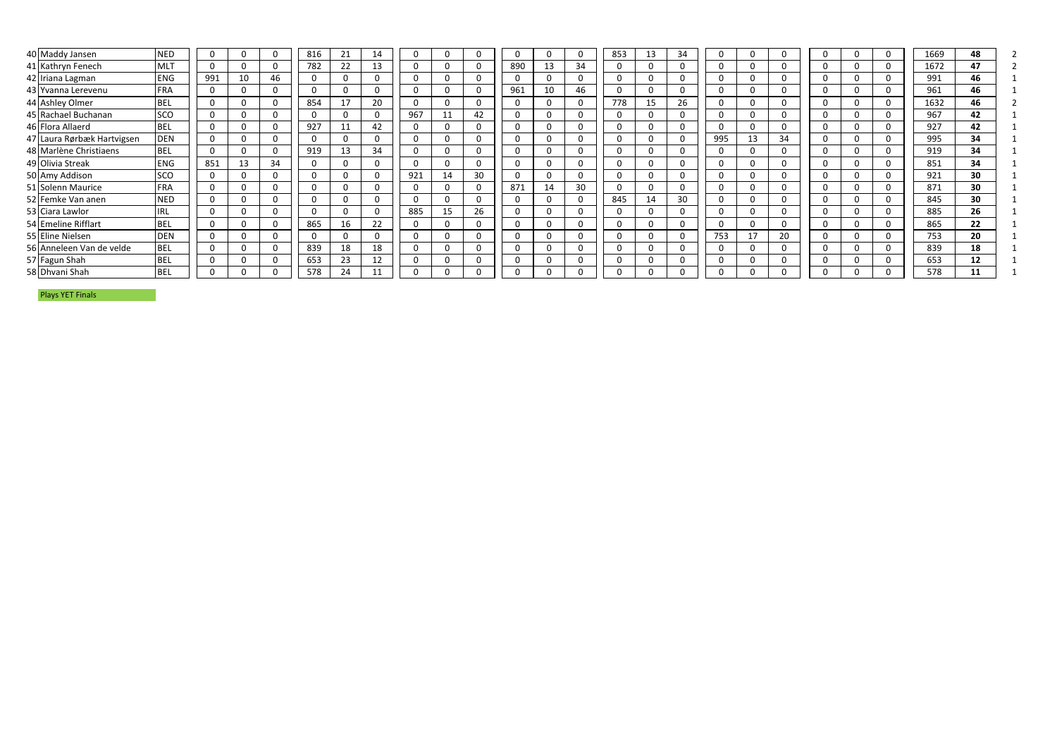| | | | | | | | | | | | | | | | | | | | | | | | | | | | |
|---|---|---|---|---|---|---|---|---|---|---|---|---|---|---|---|---|---|---|---|---|---|---|---|---|---|---|---|
| 40 | Maddy Jansen | NED | 0 | 0 | 0 | 816 | 21 | 14 | 0 | 0 | 0 | 0 | 0 | 0 | 853 | 13 | 34 | 0 | 0 | 0 | 0 | 0 | 0 | 1669 | **48** | 2 |
| 41 | Kathryn Fenech | MLT | 0 | 0 | 0 | 782 | 22 | 13 | 0 | 0 | 0 | 890 | 13 | 34 | 0 | 0 | 0 | 0 | 0 | 0 | 0 | 0 | 0 | 1672 | **47** | 2 |
| 42 | Iriana Lagman | ENG | 991 | 10 | 46 | 0 | 0 | 0 | 0 | 0 | 0 | 0 | 0 | 0 | 0 | 0 | 0 | 0 | 0 | 0 | 0 | 0 | 0 | 991 | **46** | 1 |
| 43 | Yvanna Lerevenu | FRA | 0 | 0 | 0 | 0 | 0 | 0 | 0 | 0 | 0 | 961 | 10 | 46 | 0 | 0 | 0 | 0 | 0 | 0 | 0 | 0 | 0 | 961 | **46** | 1 |
| 44 | Ashley Olmer | BEL | 0 | 0 | 0 | 854 | 17 | 20 | 0 | 0 | 0 | 0 | 0 | 0 | 778 | 15 | 26 | 0 | 0 | 0 | 0 | 0 | 0 | 1632 | **46** | 2 |
| 45 | Rachael Buchanan | SCO | 0 | 0 | 0 | 0 | 0 | 0 | 967 | 11 | 42 | 0 | 0 | 0 | 0 | 0 | 0 | 0 | 0 | 0 | 0 | 0 | 0 | 967 | **42** | 1 |
| 46 | Flora Allaerd | BEL | 0 | 0 | 0 | 927 | 11 | 42 | 0 | 0 | 0 | 0 | 0 | 0 | 0 | 0 | 0 | 0 | 0 | 0 | 0 | 0 | 0 | 927 | **42** | 1 |
| 47 | Laura Rørbæk Hartvigsen | DEN | 0 | 0 | 0 | 0 | 0 | 0 | 0 | 0 | 0 | 0 | 0 | 0 | 0 | 0 | 0 | 995 | 13 | 34 | 0 | 0 | 0 | 995 | **34** | 1 |
| 48 | Marlène Christiaens | BEL | 0 | 0 | 0 | 919 | 13 | 34 | 0 | 0 | 0 | 0 | 0 | 0 | 0 | 0 | 0 | 0 | 0 | 0 | 0 | 0 | 0 | 919 | **34** | 1 |
| 49 | Olivia Streak | ENG | 851 | 13 | 34 | 0 | 0 | 0 | 0 | 0 | 0 | 0 | 0 | 0 | 0 | 0 | 0 | 0 | 0 | 0 | 0 | 0 | 0 | 851 | **34** | 1 |
| 50 | Amy Addison | SCO | 0 | 0 | 0 | 0 | 0 | 0 | 921 | 14 | 30 | 0 | 0 | 0 | 0 | 0 | 0 | 0 | 0 | 0 | 0 | 0 | 0 | 921 | **30** | 1 |
| 51 | Solenn Maurice | FRA | 0 | 0 | 0 | 0 | 0 | 0 | 0 | 0 | 0 | 871 | 14 | 30 | 0 | 0 | 0 | 0 | 0 | 0 | 0 | 0 | 0 | 871 | **30** | 1 |
| 52 | Femke Van anen | NED | 0 | 0 | 0 | 0 | 0 | 0 | 0 | 0 | 0 | 0 | 0 | 0 | 845 | 14 | 30 | 0 | 0 | 0 | 0 | 0 | 0 | 845 | **30** | 1 |
| 53 | Ciara Lawlor | IRL | 0 | 0 | 0 | 0 | 0 | 0 | 885 | 15 | 26 | 0 | 0 | 0 | 0 | 0 | 0 | 0 | 0 | 0 | 0 | 0 | 0 | 885 | **26** | 1 |
| 54 | Emeline Rifflart | BEL | 0 | 0 | 0 | 865 | 16 | 22 | 0 | 0 | 0 | 0 | 0 | 0 | 0 | 0 | 0 | 0 | 0 | 0 | 0 | 0 | 0 | 865 | **22** | 1 |
| 55 | Eline Nielsen | DEN | 0 | 0 | 0 | 0 | 0 | 0 | 0 | 0 | 0 | 0 | 0 | 0 | 0 | 0 | 0 | 753 | 17 | 20 | 0 | 0 | 0 | 753 | **20** | 1 |
| 56 | Anneleen Van de velde | BEL | 0 | 0 | 0 | 839 | 18 | 18 | 0 | 0 | 0 | 0 | 0 | 0 | 0 | 0 | 0 | 0 | 0 | 0 | 0 | 0 | 0 | 839 | **18** | 1 |
| 57 | Fagun Shah | BEL | 0 | 0 | 0 | 653 | 23 | 12 | 0 | 0 | 0 | 0 | 0 | 0 | 0 | 0 | 0 | 0 | 0 | 0 | 0 | 0 | 0 | 653 | **12** | 1 |
| 58 | Dhvani Shah | BEL | 0 | 0 | 0 | 578 | 24 | 11 | 0 | 0 | 0 | 0 | 0 | 0 | 0 | 0 | 0 | 0 | 0 | 0 | 0 | 0 | 0 | 578 | **11** | 1 |

Plays YET Finals